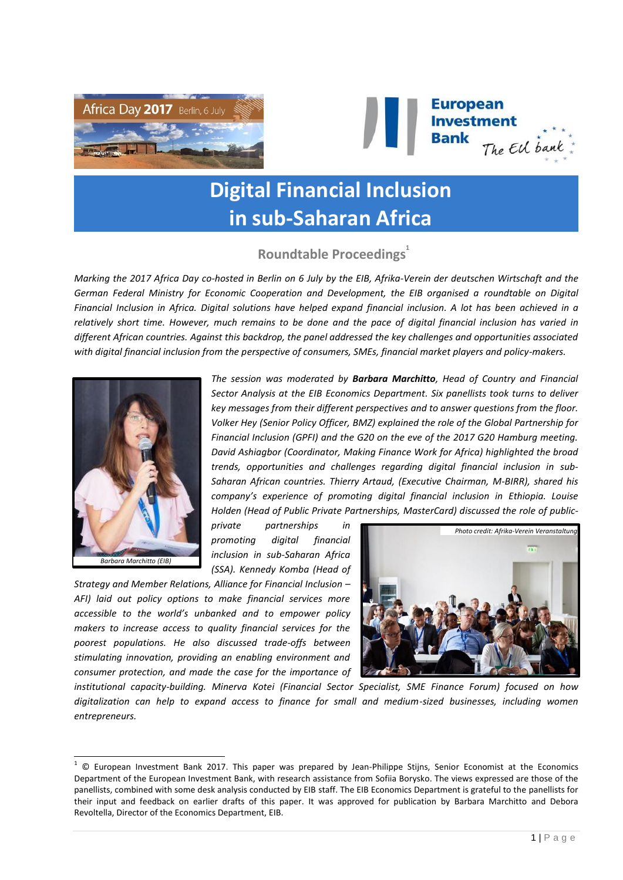# Digital Financial Inclusion in sub-Saharan Africa

## Roundtable Proceedings[1]

*Marking the 2017 Africa Day co-hosted in Berlin on 6 July by the EIB, Afrika-Verein der deutschen Wirtschaft and the German Federal Ministry for Economic Cooperation and Development, the EIB organised a roundtable on Digital Financial Inclusion in Africa. Digital solutions have helped expand financial inclusion. A lot has been achieved in a relatively short time. However, much remains to be done and the pace of digital financial inclusion has varied in different African countries. Against this backdrop, the panel addressed the key challenges and opportunities associated with digital financial inclusion from the perspective of consumers, SMEs, financial market players and policy-makers.*

Barbara Marchitto (EIB)

*The session was moderated by **Barbara Marchitto**, Head of Country and Financial Sector Analysis at the EIB Economics Department. Six panellists took turns to deliver key messages from their different perspectives and to answer questions from the floor. Volker Hey (Senior Policy Officer, BMZ) explained the role of the Global Partnership for Financial Inclusion (GPFI) and the G20 on the eve of the 2017 G20 Hamburg meeting. David Ashiagbor (Coordinator, Making Finance Work for Africa) highlighted the broad trends, opportunities and challenges regarding digital financial inclusion in sub-Saharan African countries. Thierry Artaud, (Executive Chairman, M-BIRR), shared his company's experience of promoting digital financial inclusion in Ethiopia. Louise Holden (Head of Public Private Partnerships, MasterCard) discussed the role of public-private partnerships in promoting digital financial inclusion in sub-Saharan Africa (SSA). Kennedy Komba (Head of Strategy and Member Relations, Alliance for Financial Inclusion – AFI) laid out policy options to make financial services more accessible to the world's unbanked and to empower policy makers to increase access to quality financial services for the poorest populations. He also discussed trade-offs between stimulating innovation, providing an enabling environment and consumer protection, and made the case for the importance of institutional capacity-building. Minerva Kotei (Financial Sector Specialist, SME Finance Forum) focused on how digitalization can help to expand access to finance for small and medium-sized businesses, including women entrepreneurs.*

Photo credit: Afrika-Verein Veranstaltung

---

[1] © European Investment Bank 2017. This paper was prepared by Jean-Philippe Stijns, Senior Economist at the Economics Department of the European Investment Bank, with research assistance from Sofiia Borysko. The views expressed are those of the panellists, combined with some desk analysis conducted by EIB staff. The EIB Economics Department is grateful to the panellists for their input and feedback on earlier drafts of this paper. It was approved for publication by Barbara Marchitto and Debora Revoltella, Director of the Economics Department, EIB.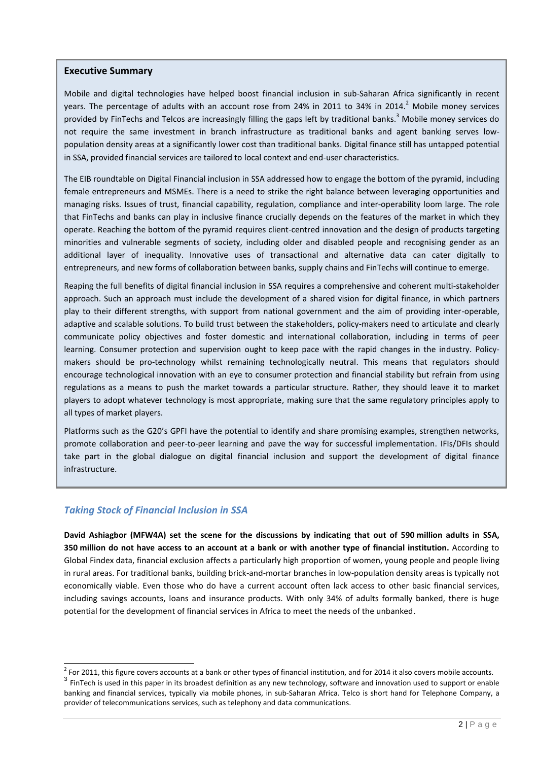## Executive Summary

Mobile and digital technologies have helped boost financial inclusion in sub-Saharan Africa significantly in recent years. The percentage of adults with an account rose from 24% in 2011 to 34% in 2014.[2] Mobile money services provided by FinTechs and Telcos are increasingly filling the gaps left by traditional banks.[3] Mobile money services do not require the same investment in branch infrastructure as traditional banks and agent banking serves low-population density areas at a significantly lower cost than traditional banks. Digital finance still has untapped potential in SSA, provided financial services are tailored to local context and end-user characteristics.

The EIB roundtable on Digital Financial inclusion in SSA addressed how to engage the bottom of the pyramid, including female entrepreneurs and MSMEs. There is a need to strike the right balance between leveraging opportunities and managing risks. Issues of trust, financial capability, regulation, compliance and inter-operability loom large. The role that FinTechs and banks can play in inclusive finance crucially depends on the features of the market in which they operate. Reaching the bottom of the pyramid requires client-centred innovation and the design of products targeting minorities and vulnerable segments of society, including older and disabled people and recognising gender as an additional layer of inequality. Innovative uses of transactional and alternative data can cater digitally to entrepreneurs, and new forms of collaboration between banks, supply chains and FinTechs will continue to emerge.

Reaping the full benefits of digital financial inclusion in SSA requires a comprehensive and coherent multi-stakeholder approach. Such an approach must include the development of a shared vision for digital finance, in which partners play to their different strengths, with support from national government and the aim of providing inter-operable, adaptive and scalable solutions. To build trust between the stakeholders, policy-makers need to articulate and clearly communicate policy objectives and foster domestic and international collaboration, including in terms of peer learning. Consumer protection and supervision ought to keep pace with the rapid changes in the industry. Policy-makers should be pro-technology whilst remaining technologically neutral. This means that regulators should encourage technological innovation with an eye to consumer protection and financial stability but refrain from using regulations as a means to push the market towards a particular structure. Rather, they should leave it to market players to adopt whatever technology is most appropriate, making sure that the same regulatory principles apply to all types of market players.

Platforms such as the G20's GPFI have the potential to identify and share promising examples, strengthen networks, promote collaboration and peer-to-peer learning and pave the way for successful implementation. IFIs/DFIs should take part in the global dialogue on digital financial inclusion and support the development of digital finance infrastructure.

## *Taking Stock of Financial Inclusion in SSA*

**David Ashiagbor (MFW4A) set the scene for the discussions by indicating that out of 590 million adults in SSA, 350 million do not have access to an account at a bank or with another type of financial institution.** According to Global Findex data, financial exclusion affects a particularly high proportion of women, young people and people living in rural areas. For traditional banks, building brick-and-mortar branches in low-population density areas is typically not economically viable. Even those who do have a current account often lack access to other basic financial services, including savings accounts, loans and insurance products. With only 34% of adults formally banked, there is huge potential for the development of financial services in Africa to meet the needs of the unbanked.

---

[2] For 2011, this figure covers accounts at a bank or other types of financial institution, and for 2014 it also covers mobile accounts.

[3] FinTech is used in this paper in its broadest definition as any new technology, software and innovation used to support or enable banking and financial services, typically via mobile phones, in sub-Saharan Africa. Telco is short hand for Telephone Company, a provider of telecommunications services, such as telephony and data communications.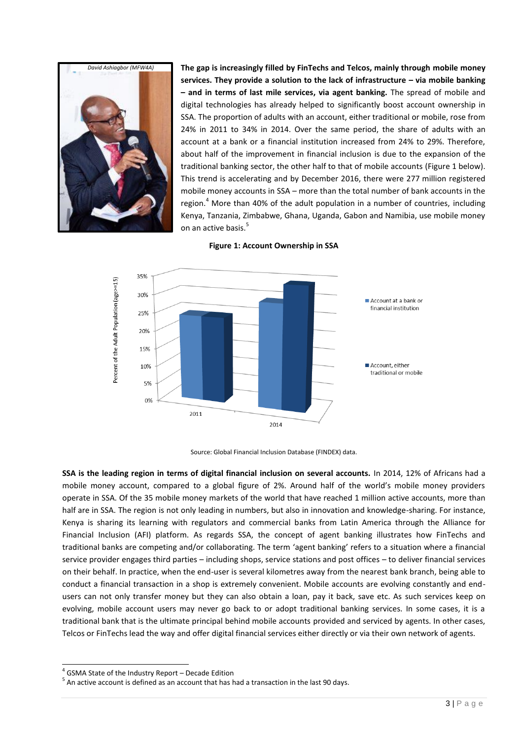David Ashiagbor (MFW4A)

**The gap is increasingly filled by FinTechs and Telcos, mainly through mobile money services. They provide a solution to the lack of infrastructure – via mobile banking – and in terms of last mile services, via agent banking.** The spread of mobile and digital technologies has already helped to significantly boost account ownership in SSA. The proportion of adults with an account, either traditional or mobile, rose from 24% in 2011 to 34% in 2014. Over the same period, the share of adults with an account at a bank or a financial institution increased from 24% to 29%. Therefore, about half of the improvement in financial inclusion is due to the expansion of the traditional banking sector, the other half to that of mobile accounts (Figure 1 below). This trend is accelerating and by December 2016, there were 277 million registered mobile money accounts in SSA – more than the total number of bank accounts in the region.[4] More than 40% of the adult population in a number of countries, including Kenya, Tanzania, Zimbabwe, Ghana, Uganda, Gabon and Namibia, use mobile money on an active basis.[5]

**Figure 1: Account Ownership in SSA**

Source: Global Financial Inclusion Database (FINDEX) data.

**SSA is the leading region in terms of digital financial inclusion on several accounts.** In 2014, 12% of Africans had a mobile money account, compared to a global figure of 2%. Around half of the world's mobile money providers operate in SSA. Of the 35 mobile money markets of the world that have reached 1 million active accounts, more than half are in SSA. The region is not only leading in numbers, but also in innovation and knowledge-sharing. For instance, Kenya is sharing its learning with regulators and commercial banks from Latin America through the Alliance for Financial Inclusion (AFI) platform. As regards SSA, the concept of agent banking illustrates how FinTechs and traditional banks are competing and/or collaborating. The term 'agent banking' refers to a situation where a financial service provider engages third parties – including shops, service stations and post offices – to deliver financial services on their behalf. In practice, when the end-user is several kilometres away from the nearest bank branch, being able to conduct a financial transaction in a shop is extremely convenient. Mobile accounts are evolving constantly and end-users can not only transfer money but they can also obtain a loan, pay it back, save etc. As such services keep on evolving, mobile account users may never go back to or adopt traditional banking services. In some cases, it is a traditional bank that is the ultimate principal behind mobile accounts provided and serviced by agents. In other cases, Telcos or FinTechs lead the way and offer digital financial services either directly or via their own network of agents.

[4] GSMA State of the Industry Report – Decade Edition

[5] An active account is defined as an account that has had a transaction in the last 90 days.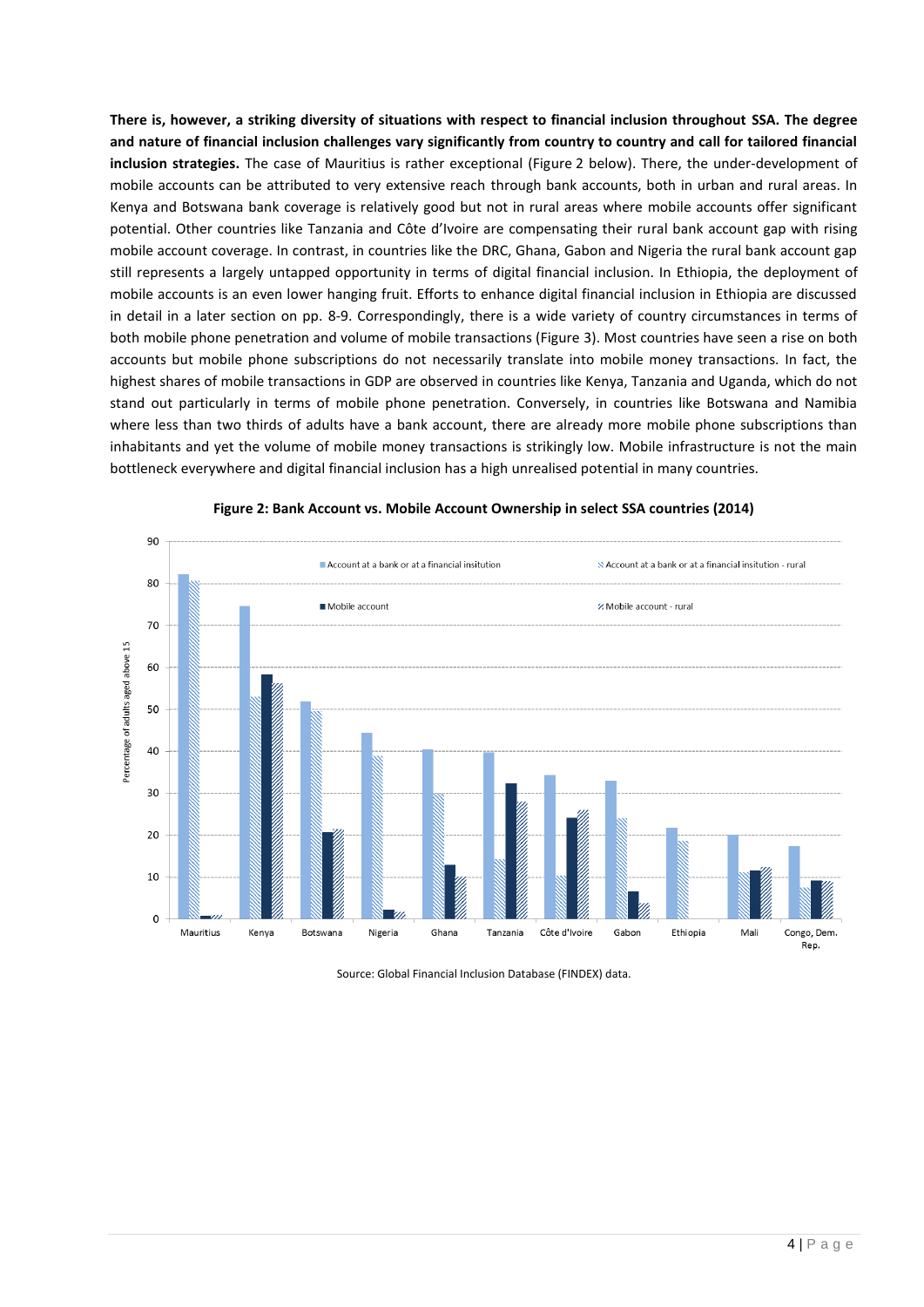**There is, however, a striking diversity of situations with respect to financial inclusion throughout SSA. The degree and nature of financial inclusion challenges vary significantly from country to country and call for tailored financial inclusion strategies.** The case of Mauritius is rather exceptional (Figure 2 below). There, the under-development of mobile accounts can be attributed to very extensive reach through bank accounts, both in urban and rural areas. In Kenya and Botswana bank coverage is relatively good but not in rural areas where mobile accounts offer significant potential. Other countries like Tanzania and Côte d'Ivoire are compensating their rural bank account gap with rising mobile account coverage. In contrast, in countries like the DRC, Ghana, Gabon and Nigeria the rural bank account gap still represents a largely untapped opportunity in terms of digital financial inclusion. In Ethiopia, the deployment of mobile accounts is an even lower hanging fruit. Efforts to enhance digital financial inclusion in Ethiopia are discussed in detail in a later section on pp. 8-9. Correspondingly, there is a wide variety of country circumstances in terms of both mobile phone penetration and volume of mobile transactions (Figure 3). Most countries have seen a rise on both accounts but mobile phone subscriptions do not necessarily translate into mobile money transactions. In fact, the highest shares of mobile transactions in GDP are observed in countries like Kenya, Tanzania and Uganda, which do not stand out particularly in terms of mobile phone penetration. Conversely, in countries like Botswana and Namibia where less than two thirds of adults have a bank account, there are already more mobile phone subscriptions than inhabitants and yet the volume of mobile money transactions is strikingly low. Mobile infrastructure is not the main bottleneck everywhere and digital financial inclusion has a high unrealised potential in many countries.

**Figure 2: Bank Account vs. Mobile Account Ownership in select SSA countries (2014)**

Source: Global Financial Inclusion Database (FINDEX) data.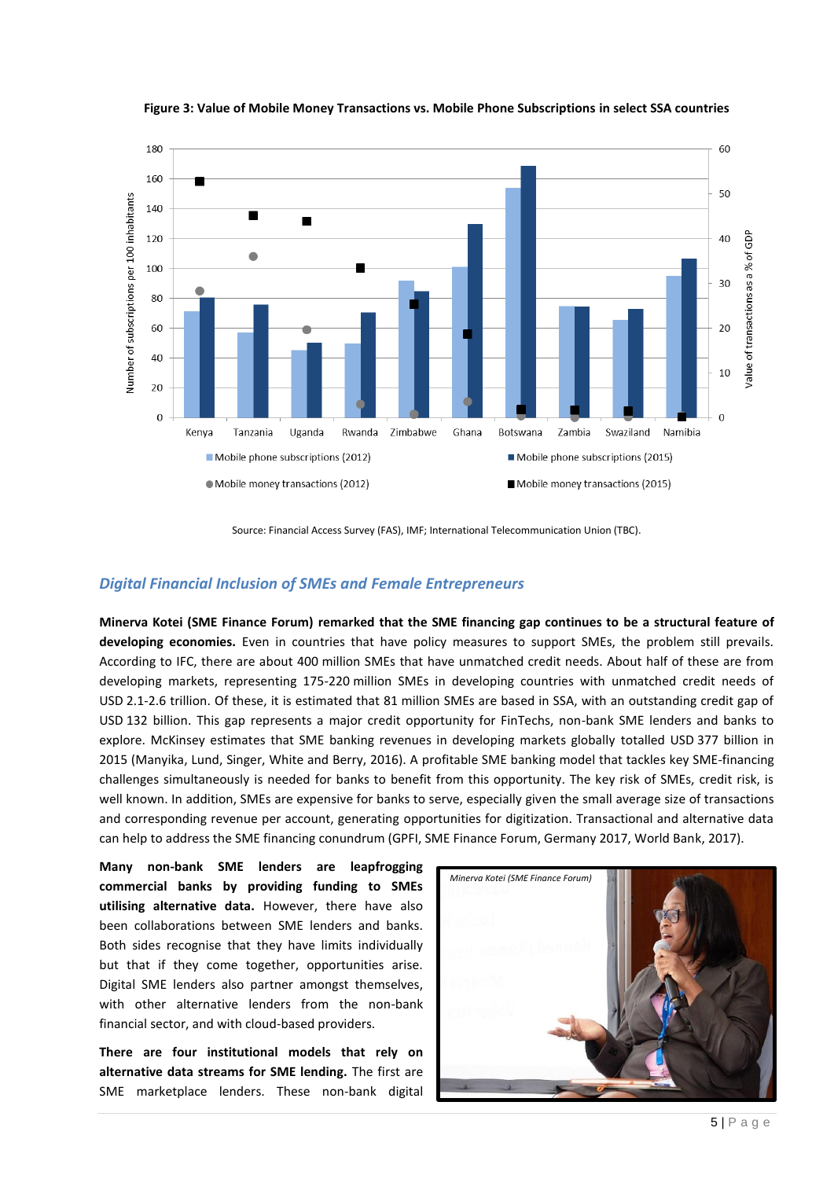**Figure 3: Value of Mobile Money Transactions vs. Mobile Phone Subscriptions in select SSA countries**

Source: Financial Access Survey (FAS), IMF; International Telecommunication Union (TBC).

## *Digital Financial Inclusion of SMEs and Female Entrepreneurs*

**Minerva Kotei (SME Finance Forum) remarked that the SME financing gap continues to be a structural feature of developing economies.** Even in countries that have policy measures to support SMEs, the problem still prevails. According to IFC, there are about 400 million SMEs that have unmatched credit needs. About half of these are from developing markets, representing 175-220 million SMEs in developing countries with unmatched credit needs of USD 2.1-2.6 trillion. Of these, it is estimated that 81 million SMEs are based in SSA, with an outstanding credit gap of USD 132 billion. This gap represents a major credit opportunity for FinTechs, non-bank SME lenders and banks to explore. McKinsey estimates that SME banking revenues in developing markets globally totalled USD 377 billion in 2015 (Manyika, Lund, Singer, White and Berry, 2016). A profitable SME banking model that tackles key SME-financing challenges simultaneously is needed for banks to benefit from this opportunity. The key risk of SMEs, credit risk, is well known. In addition, SMEs are expensive for banks to serve, especially given the small average size of transactions and corresponding revenue per account, generating opportunities for digitization. Transactional and alternative data can help to address the SME financing conundrum (GPFI, SME Finance Forum, Germany 2017, World Bank, 2017).

**Many non-bank SME lenders are leapfrogging commercial banks by providing funding to SMEs utilising alternative data.** However, there have also been collaborations between SME lenders and banks. Both sides recognise that they have limits individually but that if they come together, opportunities arise. Digital SME lenders also partner amongst themselves, with other alternative lenders from the non-bank financial sector, and with cloud-based providers.

*Minerva Kotei (SME Finance Forum)*

**There are four institutional models that rely on alternative data streams for SME lending.** The first are SME marketplace lenders. These non-bank digital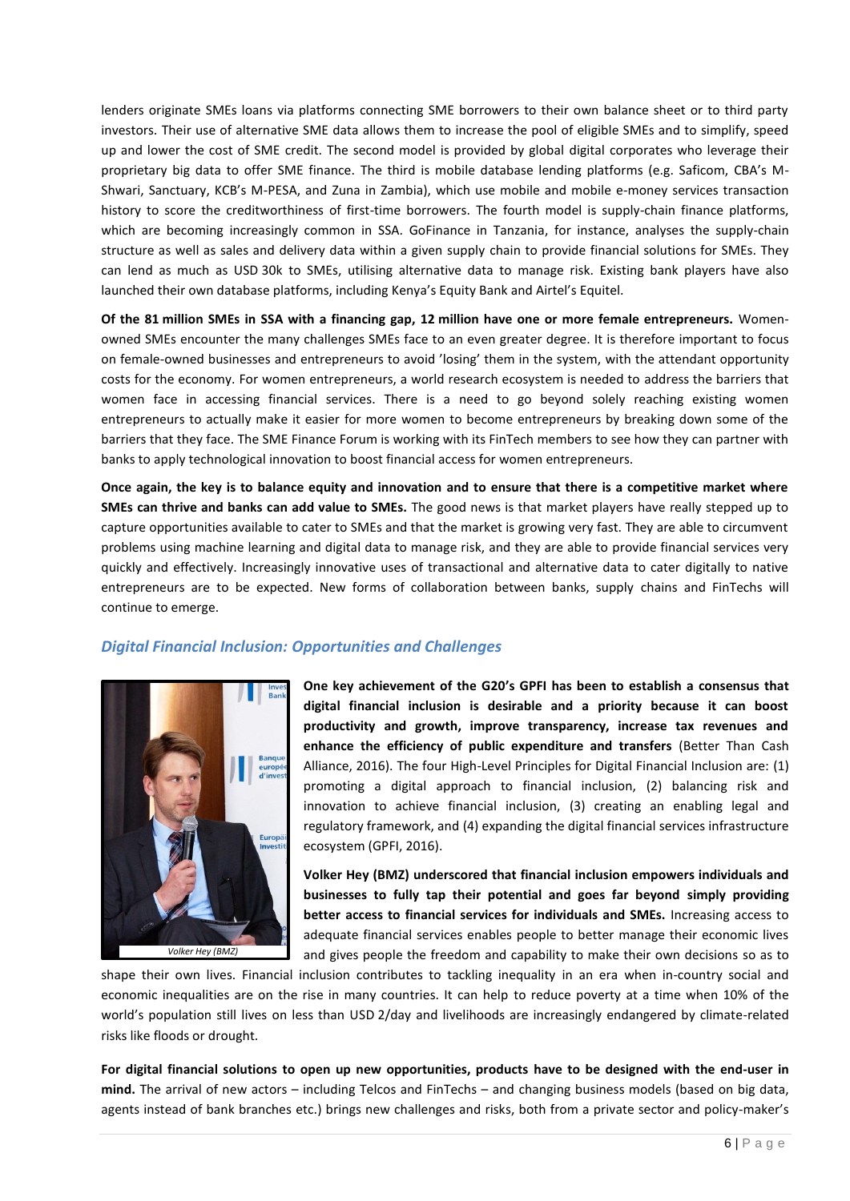lenders originate SMEs loans via platforms connecting SME borrowers to their own balance sheet or to third party investors. Their use of alternative SME data allows them to increase the pool of eligible SMEs and to simplify, speed up and lower the cost of SME credit. The second model is provided by global digital corporates who leverage their proprietary big data to offer SME finance. The third is mobile database lending platforms (e.g. Saficom, CBA's M-Shwari, Sanctuary, KCB's M-PESA, and Zuna in Zambia), which use mobile and mobile e-money services transaction history to score the creditworthiness of first-time borrowers. The fourth model is supply-chain finance platforms, which are becoming increasingly common in SSA. GoFinance in Tanzania, for instance, analyses the supply-chain structure as well as sales and delivery data within a given supply chain to provide financial solutions for SMEs. They can lend as much as USD 30k to SMEs, utilising alternative data to manage risk. Existing bank players have also launched their own database platforms, including Kenya's Equity Bank and Airtel's Equitel.

**Of the 81 million SMEs in SSA with a financing gap, 12 million have one or more female entrepreneurs.** Women-owned SMEs encounter the many challenges SMEs face to an even greater degree. It is therefore important to focus on female-owned businesses and entrepreneurs to avoid 'losing' them in the system, with the attendant opportunity costs for the economy. For women entrepreneurs, a world research ecosystem is needed to address the barriers that women face in accessing financial services. There is a need to go beyond solely reaching existing women entrepreneurs to actually make it easier for more women to become entrepreneurs by breaking down some of the barriers that they face. The SME Finance Forum is working with its FinTech members to see how they can partner with banks to apply technological innovation to boost financial access for women entrepreneurs.

**Once again, the key is to balance equity and innovation and to ensure that there is a competitive market where SMEs can thrive and banks can add value to SMEs.** The good news is that market players have really stepped up to capture opportunities available to cater to SMEs and that the market is growing very fast. They are able to circumvent problems using machine learning and digital data to manage risk, and they are able to provide financial services very quickly and effectively. Increasingly innovative uses of transactional and alternative data to cater digitally to native entrepreneurs are to be expected. New forms of collaboration between banks, supply chains and FinTechs will continue to emerge.

## *Digital Financial Inclusion: Opportunities and Challenges*

*Volker Hey (BMZ)*

**One key achievement of the G20's GPFI has been to establish a consensus that digital financial inclusion is desirable and a priority because it can boost productivity and growth, improve transparency, increase tax revenues and enhance the efficiency of public expenditure and transfers** (Better Than Cash Alliance, 2016). The four High-Level Principles for Digital Financial Inclusion are: (1) promoting a digital approach to financial inclusion, (2) balancing risk and innovation to achieve financial inclusion, (3) creating an enabling legal and regulatory framework, and (4) expanding the digital financial services infrastructure ecosystem (GPFI, 2016).

**Volker Hey (BMZ) underscored that financial inclusion empowers individuals and businesses to fully tap their potential and goes far beyond simply providing better access to financial services for individuals and SMEs.** Increasing access to adequate financial services enables people to better manage their economic lives and gives people the freedom and capability to make their own decisions so as to shape their own lives. Financial inclusion contributes to tackling inequality in an era when in-country social and economic inequalities are on the rise in many countries. It can help to reduce poverty at a time when 10% of the world's population still lives on less than USD 2/day and livelihoods are increasingly endangered by climate-related risks like floods or drought.

**For digital financial solutions to open up new opportunities, products have to be designed with the end-user in mind.** The arrival of new actors – including Telcos and FinTechs – and changing business models (based on big data, agents instead of bank branches etc.) brings new challenges and risks, both from a private sector and policy-maker's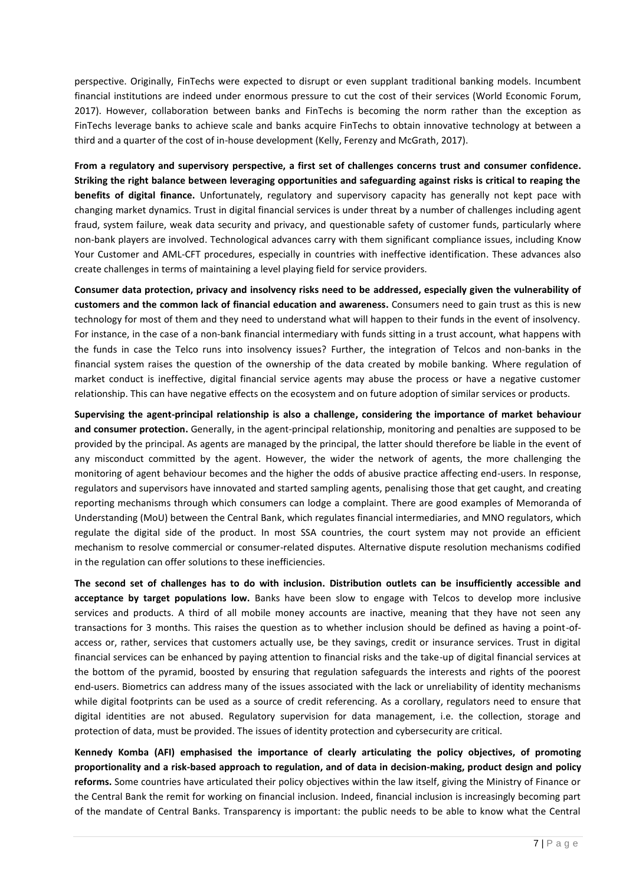perspective. Originally, FinTechs were expected to disrupt or even supplant traditional banking models. Incumbent financial institutions are indeed under enormous pressure to cut the cost of their services (World Economic Forum, 2017). However, collaboration between banks and FinTechs is becoming the norm rather than the exception as FinTechs leverage banks to achieve scale and banks acquire FinTechs to obtain innovative technology at between a third and a quarter of the cost of in-house development (Kelly, Ferenzy and McGrath, 2017).

**From a regulatory and supervisory perspective, a first set of challenges concerns trust and consumer confidence. Striking the right balance between leveraging opportunities and safeguarding against risks is critical to reaping the benefits of digital finance.** Unfortunately, regulatory and supervisory capacity has generally not kept pace with changing market dynamics. Trust in digital financial services is under threat by a number of challenges including agent fraud, system failure, weak data security and privacy, and questionable safety of customer funds, particularly where non-bank players are involved. Technological advances carry with them significant compliance issues, including Know Your Customer and AML-CFT procedures, especially in countries with ineffective identification. These advances also create challenges in terms of maintaining a level playing field for service providers.

**Consumer data protection, privacy and insolvency risks need to be addressed, especially given the vulnerability of customers and the common lack of financial education and awareness.** Consumers need to gain trust as this is new technology for most of them and they need to understand what will happen to their funds in the event of insolvency. For instance, in the case of a non-bank financial intermediary with funds sitting in a trust account, what happens with the funds in case the Telco runs into insolvency issues? Further, the integration of Telcos and non-banks in the financial system raises the question of the ownership of the data created by mobile banking. Where regulation of market conduct is ineffective, digital financial service agents may abuse the process or have a negative customer relationship. This can have negative effects on the ecosystem and on future adoption of similar services or products.

**Supervising the agent-principal relationship is also a challenge, considering the importance of market behaviour and consumer protection.** Generally, in the agent-principal relationship, monitoring and penalties are supposed to be provided by the principal. As agents are managed by the principal, the latter should therefore be liable in the event of any misconduct committed by the agent. However, the wider the network of agents, the more challenging the monitoring of agent behaviour becomes and the higher the odds of abusive practice affecting end-users. In response, regulators and supervisors have innovated and started sampling agents, penalising those that get caught, and creating reporting mechanisms through which consumers can lodge a complaint. There are good examples of Memoranda of Understanding (MoU) between the Central Bank, which regulates financial intermediaries, and MNO regulators, which regulate the digital side of the product. In most SSA countries, the court system may not provide an efficient mechanism to resolve commercial or consumer-related disputes. Alternative dispute resolution mechanisms codified in the regulation can offer solutions to these inefficiencies.

**The second set of challenges has to do with inclusion. Distribution outlets can be insufficiently accessible and acceptance by target populations low.** Banks have been slow to engage with Telcos to develop more inclusive services and products. A third of all mobile money accounts are inactive, meaning that they have not seen any transactions for 3 months. This raises the question as to whether inclusion should be defined as having a point-of-access or, rather, services that customers actually use, be they savings, credit or insurance services. Trust in digital financial services can be enhanced by paying attention to financial risks and the take-up of digital financial services at the bottom of the pyramid, boosted by ensuring that regulation safeguards the interests and rights of the poorest end-users. Biometrics can address many of the issues associated with the lack or unreliability of identity mechanisms while digital footprints can be used as a source of credit referencing. As a corollary, regulators need to ensure that digital identities are not abused. Regulatory supervision for data management, i.e. the collection, storage and protection of data, must be provided. The issues of identity protection and cybersecurity are critical.

**Kennedy Komba (AFI) emphasised the importance of clearly articulating the policy objectives, of promoting proportionality and a risk-based approach to regulation, and of data in decision-making, product design and policy reforms.** Some countries have articulated their policy objectives within the law itself, giving the Ministry of Finance or the Central Bank the remit for working on financial inclusion. Indeed, financial inclusion is increasingly becoming part of the mandate of Central Banks. Transparency is important: the public needs to be able to know what the Central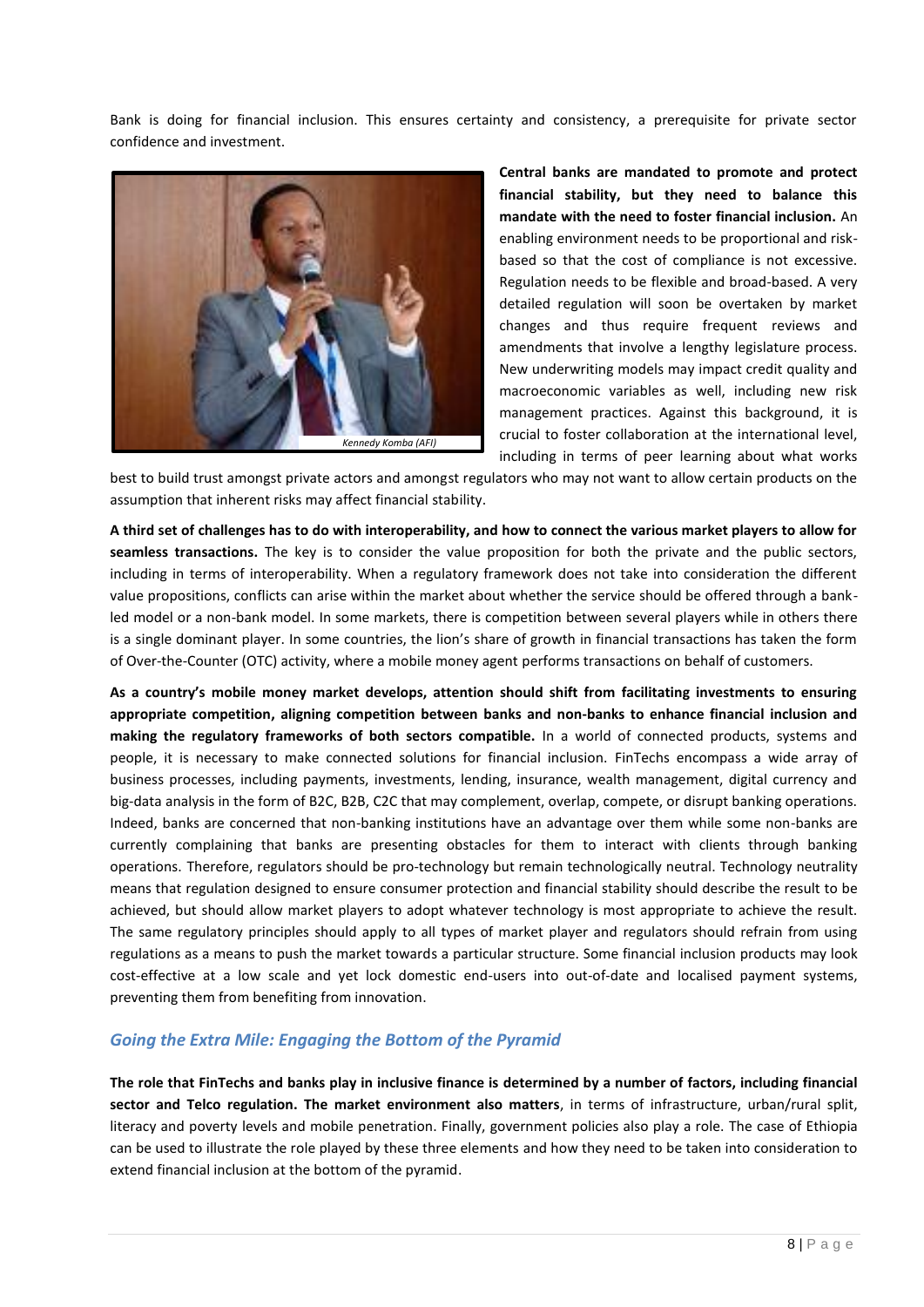Bank is doing for financial inclusion. This ensures certainty and consistency, a prerequisite for private sector confidence and investment.

Kennedy Komba (AFI)

**Central banks are mandated to promote and protect financial stability, but they need to balance this mandate with the need to foster financial inclusion.** An enabling environment needs to be proportional and risk-based so that the cost of compliance is not excessive. Regulation needs to be flexible and broad-based. A very detailed regulation will soon be overtaken by market changes and thus require frequent reviews and amendments that involve a lengthy legislature process. New underwriting models may impact credit quality and macroeconomic variables as well, including new risk management practices. Against this background, it is crucial to foster collaboration at the international level, including in terms of peer learning about what works best to build trust amongst private actors and amongst regulators who may not want to allow certain products on the assumption that inherent risks may affect financial stability.

**A third set of challenges has to do with interoperability, and how to connect the various market players to allow for seamless transactions.** The key is to consider the value proposition for both the private and the public sectors, including in terms of interoperability. When a regulatory framework does not take into consideration the different value propositions, conflicts can arise within the market about whether the service should be offered through a bank-led model or a non-bank model. In some markets, there is competition between several players while in others there is a single dominant player. In some countries, the lion's share of growth in financial transactions has taken the form of Over-the-Counter (OTC) activity, where a mobile money agent performs transactions on behalf of customers.

**As a country's mobile money market develops, attention should shift from facilitating investments to ensuring appropriate competition, aligning competition between banks and non-banks to enhance financial inclusion and making the regulatory frameworks of both sectors compatible.** In a world of connected products, systems and people, it is necessary to make connected solutions for financial inclusion. FinTechs encompass a wide array of business processes, including payments, investments, lending, insurance, wealth management, digital currency and big-data analysis in the form of B2C, B2B, C2C that may complement, overlap, compete, or disrupt banking operations. Indeed, banks are concerned that non-banking institutions have an advantage over them while some non-banks are currently complaining that banks are presenting obstacles for them to interact with clients through banking operations. Therefore, regulators should be pro-technology but remain technologically neutral. Technology neutrality means that regulation designed to ensure consumer protection and financial stability should describe the result to be achieved, but should allow market players to adopt whatever technology is most appropriate to achieve the result. The same regulatory principles should apply to all types of market player and regulators should refrain from using regulations as a means to push the market towards a particular structure. Some financial inclusion products may look cost-effective at a low scale and yet lock domestic end-users into out-of-date and localised payment systems, preventing them from benefiting from innovation.

### *Going the Extra Mile: Engaging the Bottom of the Pyramid*

**The role that FinTechs and banks play in inclusive finance is determined by a number of factors, including financial sector and Telco regulation. The market environment also matters**, in terms of infrastructure, urban/rural split, literacy and poverty levels and mobile penetration. Finally, government policies also play a role. The case of Ethiopia can be used to illustrate the role played by these three elements and how they need to be taken into consideration to extend financial inclusion at the bottom of the pyramid.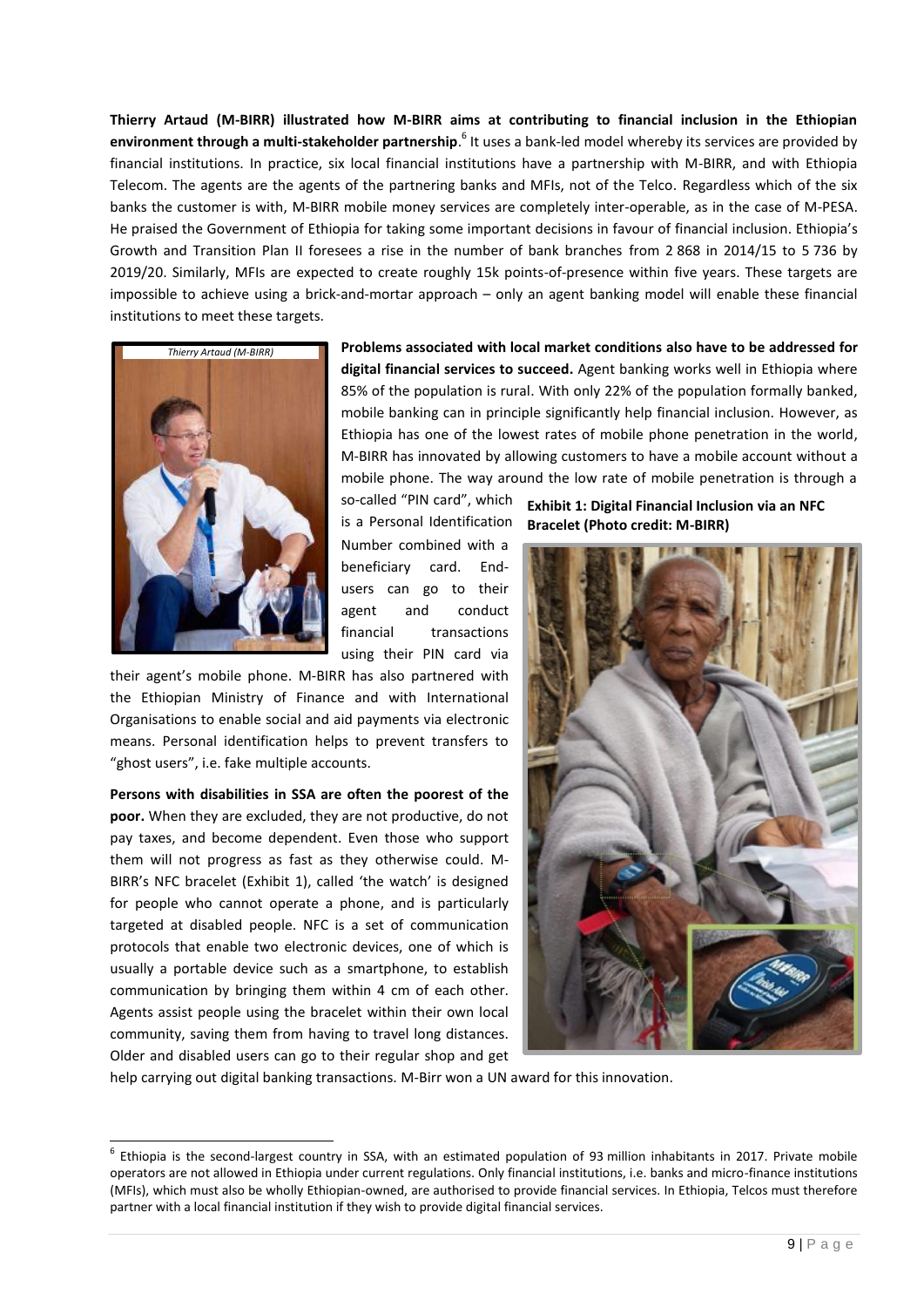**Thierry Artaud (M-BIRR) illustrated how M-BIRR aims at contributing to financial inclusion in the Ethiopian environment through a multi-stakeholder partnership**.[6] It uses a bank-led model whereby its services are provided by financial institutions. In practice, six local financial institutions have a partnership with M-BIRR, and with Ethiopia Telecom. The agents are the agents of the partnering banks and MFIs, not of the Telco. Regardless which of the six banks the customer is with, M-BIRR mobile money services are completely inter-operable, as in the case of M-PESA. He praised the Government of Ethiopia for taking some important decisions in favour of financial inclusion. Ethiopia's Growth and Transition Plan II foresees a rise in the number of bank branches from 2 868 in 2014/15 to 5 736 by 2019/20. Similarly, MFIs are expected to create roughly 15k points-of-presence within five years. These targets are impossible to achieve using a brick-and-mortar approach – only an agent banking model will enable these financial institutions to meet these targets.

*Thierry Artaud (M-BIRR)*

**Problems associated with local market conditions also have to be addressed for digital financial services to succeed.** Agent banking works well in Ethiopia where 85% of the population is rural. With only 22% of the population formally banked, mobile banking can in principle significantly help financial inclusion. However, as Ethiopia has one of the lowest rates of mobile phone penetration in the world, M-BIRR has innovated by allowing customers to have a mobile account without a mobile phone. The way around the low rate of mobile penetration is through a so-called "PIN card", which is a Personal Identification Number combined with a beneficiary card. End-users can go to their agent and conduct financial transactions using their PIN card via their agent's mobile phone. M-BIRR has also partnered with the Ethiopian Ministry of Finance and with International Organisations to enable social and aid payments via electronic means. Personal identification helps to prevent transfers to "ghost users", i.e. fake multiple accounts.

**Exhibit 1: Digital Financial Inclusion via an NFC Bracelet (Photo credit: M-BIRR)**

**Persons with disabilities in SSA are often the poorest of the poor.** When they are excluded, they are not productive, do not pay taxes, and become dependent. Even those who support them will not progress as fast as they otherwise could. M-BIRR's NFC bracelet (Exhibit 1), called 'the watch' is designed for people who cannot operate a phone, and is particularly targeted at disabled people. NFC is a set of communication protocols that enable two electronic devices, one of which is usually a portable device such as a smartphone, to establish communication by bringing them within 4 cm of each other. Agents assist people using the bracelet within their own local community, saving them from having to travel long distances. Older and disabled users can go to their regular shop and get help carrying out digital banking transactions. M-Birr won a UN award for this innovation.

---

[6] Ethiopia is the second-largest country in SSA, with an estimated population of 93 million inhabitants in 2017. Private mobile operators are not allowed in Ethiopia under current regulations. Only financial institutions, i.e. banks and micro-finance institutions (MFIs), which must also be wholly Ethiopian-owned, are authorised to provide financial services. In Ethiopia, Telcos must therefore partner with a local financial institution if they wish to provide digital financial services.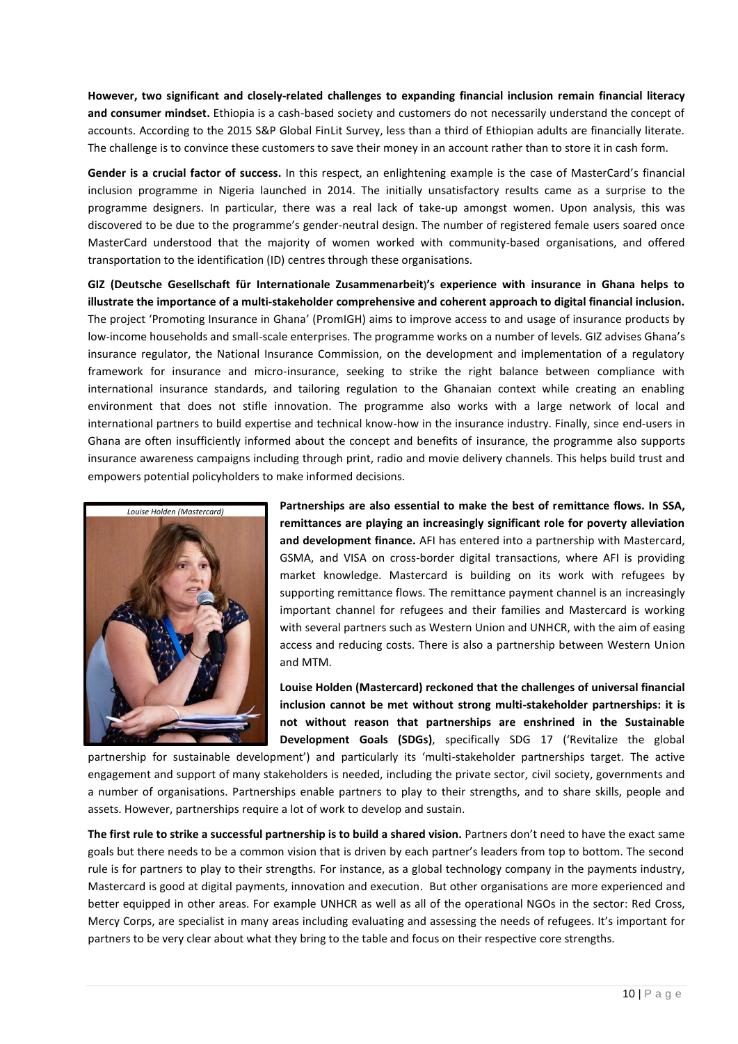**However, two significant and closely-related challenges to expanding financial inclusion remain financial literacy and consumer mindset.** Ethiopia is a cash-based society and customers do not necessarily understand the concept of accounts. According to the 2015 S&P Global FinLit Survey, less than a third of Ethiopian adults are financially literate. The challenge is to convince these customers to save their money in an account rather than to store it in cash form.

**Gender is a crucial factor of success.** In this respect, an enlightening example is the case of MasterCard's financial inclusion programme in Nigeria launched in 2014. The initially unsatisfactory results came as a surprise to the programme designers. In particular, there was a real lack of take-up amongst women. Upon analysis, this was discovered to be due to the programme's gender-neutral design. The number of registered female users soared once MasterCard understood that the majority of women worked with community-based organisations, and offered transportation to the identification (ID) centres through these organisations.

**GIZ (Deutsche Gesellschaft für Internationale Zusammenarbeit)'s experience with insurance in Ghana helps to illustrate the importance of a multi-stakeholder comprehensive and coherent approach to digital financial inclusion.** The project 'Promoting Insurance in Ghana' (PromIGH) aims to improve access to and usage of insurance products by low-income households and small-scale enterprises. The programme works on a number of levels. GIZ advises Ghana's insurance regulator, the National Insurance Commission, on the development and implementation of a regulatory framework for insurance and micro-insurance, seeking to strike the right balance between compliance with international insurance standards, and tailoring regulation to the Ghanaian context while creating an enabling environment that does not stifle innovation. The programme also works with a large network of local and international partners to build expertise and technical know-how in the insurance industry. Finally, since end-users in Ghana are often insufficiently informed about the concept and benefits of insurance, the programme also supports insurance awareness campaigns including through print, radio and movie delivery channels. This helps build trust and empowers potential policyholders to make informed decisions.

*Louise Holden (Mastercard)*

**Partnerships are also essential to make the best of remittance flows. In SSA, remittances are playing an increasingly significant role for poverty alleviation and development finance.** AFI has entered into a partnership with Mastercard, GSMA, and VISA on cross-border digital transactions, where AFI is providing market knowledge. Mastercard is building on its work with refugees by supporting remittance flows. The remittance payment channel is an increasingly important channel for refugees and their families and Mastercard is working with several partners such as Western Union and UNHCR, with the aim of easing access and reducing costs. There is also a partnership between Western Union and MTM.

**Louise Holden (Mastercard) reckoned that the challenges of universal financial inclusion cannot be met without strong multi-stakeholder partnerships: it is not without reason that partnerships are enshrined in the Sustainable Development Goals (SDGs)**, specifically SDG 17 ('Revitalize the global partnership for sustainable development') and particularly its 'multi-stakeholder partnerships target. The active engagement and support of many stakeholders is needed, including the private sector, civil society, governments and a number of organisations. Partnerships enable partners to play to their strengths, and to share skills, people and assets. However, partnerships require a lot of work to develop and sustain.

**The first rule to strike a successful partnership is to build a shared vision.** Partners don't need to have the exact same goals but there needs to be a common vision that is driven by each partner's leaders from top to bottom. The second rule is for partners to play to their strengths. For instance, as a global technology company in the payments industry, Mastercard is good at digital payments, innovation and execution. But other organisations are more experienced and better equipped in other areas. For example UNHCR as well as all of the operational NGOs in the sector: Red Cross, Mercy Corps, are specialist in many areas including evaluating and assessing the needs of refugees. It's important for partners to be very clear about what they bring to the table and focus on their respective core strengths.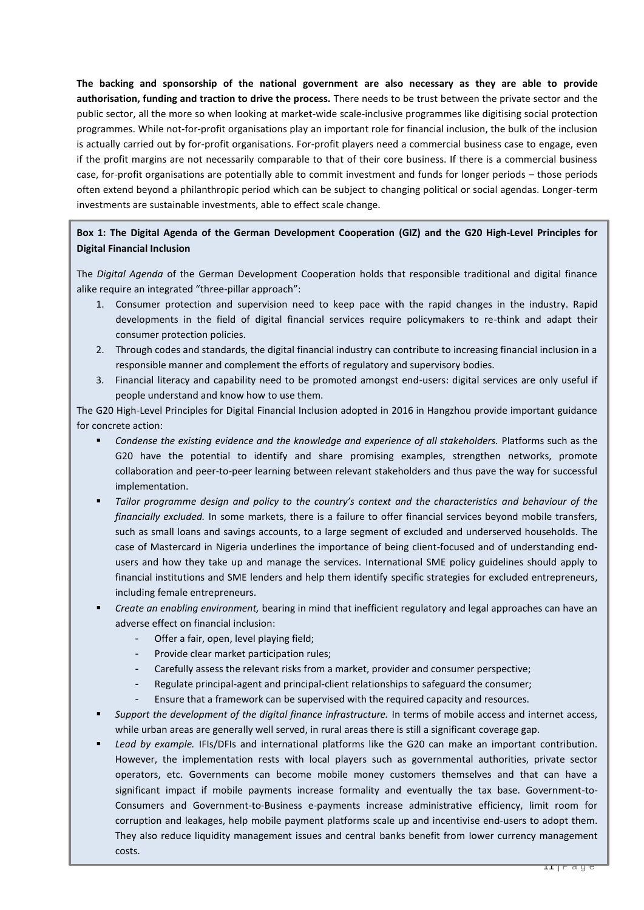**The backing and sponsorship of the national government are also necessary as they are able to provide authorisation, funding and traction to drive the process.** There needs to be trust between the private sector and the public sector, all the more so when looking at market-wide scale-inclusive programmes like digitising social protection programmes. While not-for-profit organisations play an important role for financial inclusion, the bulk of the inclusion is actually carried out by for-profit organisations. For-profit players need a commercial business case to engage, even if the profit margins are not necessarily comparable to that of their core business. If there is a commercial business case, for-profit organisations are potentially able to commit investment and funds for longer periods – those periods often extend beyond a philanthropic period which can be subject to changing political or social agendas. Longer-term investments are sustainable investments, able to effect scale change.

**Box 1: The Digital Agenda of the German Development Cooperation (GIZ) and the G20 High-Level Principles for Digital Financial Inclusion**

The *Digital Agenda* of the German Development Cooperation holds that responsible traditional and digital finance alike require an integrated "three-pillar approach":

1. Consumer protection and supervision need to keep pace with the rapid changes in the industry. Rapid developments in the field of digital financial services require policymakers to re-think and adapt their consumer protection policies.
2. Through codes and standards, the digital financial industry can contribute to increasing financial inclusion in a responsible manner and complement the efforts of regulatory and supervisory bodies.
3. Financial literacy and capability need to be promoted amongst end-users: digital services are only useful if people understand and know how to use them.

The G20 High-Level Principles for Digital Financial Inclusion adopted in 2016 in Hangzhou provide important guidance for concrete action:

- *Condense the existing evidence and the knowledge and experience of all stakeholders.* Platforms such as the G20 have the potential to identify and share promising examples, strengthen networks, promote collaboration and peer-to-peer learning between relevant stakeholders and thus pave the way for successful implementation.
- *Tailor programme design and policy to the country's context and the characteristics and behaviour of the financially excluded.* In some markets, there is a failure to offer financial services beyond mobile transfers, such as small loans and savings accounts, to a large segment of excluded and underserved households. The case of Mastercard in Nigeria underlines the importance of being client-focused and of understanding end-users and how they take up and manage the services. International SME policy guidelines should apply to financial institutions and SME lenders and help them identify specific strategies for excluded entrepreneurs, including female entrepreneurs.
- *Create an enabling environment,* bearing in mind that inefficient regulatory and legal approaches can have an adverse effect on financial inclusion:
  - Offer a fair, open, level playing field;
  - Provide clear market participation rules;
  - Carefully assess the relevant risks from a market, provider and consumer perspective;
  - Regulate principal-agent and principal-client relationships to safeguard the consumer;
  - Ensure that a framework can be supervised with the required capacity and resources.
- *Support the development of the digital finance infrastructure.* In terms of mobile access and internet access, while urban areas are generally well served, in rural areas there is still a significant coverage gap.
- *Lead by example.* IFIs/DFIs and international platforms like the G20 can make an important contribution. However, the implementation rests with local players such as governmental authorities, private sector operators, etc. Governments can become mobile money customers themselves and that can have a significant impact if mobile payments increase formality and eventually the tax base. Government-to-Consumers and Government-to-Business e-payments increase administrative efficiency, limit room for corruption and leakages, help mobile payment platforms scale up and incentivise end-users to adopt them. They also reduce liquidity management issues and central banks benefit from lower currency management costs.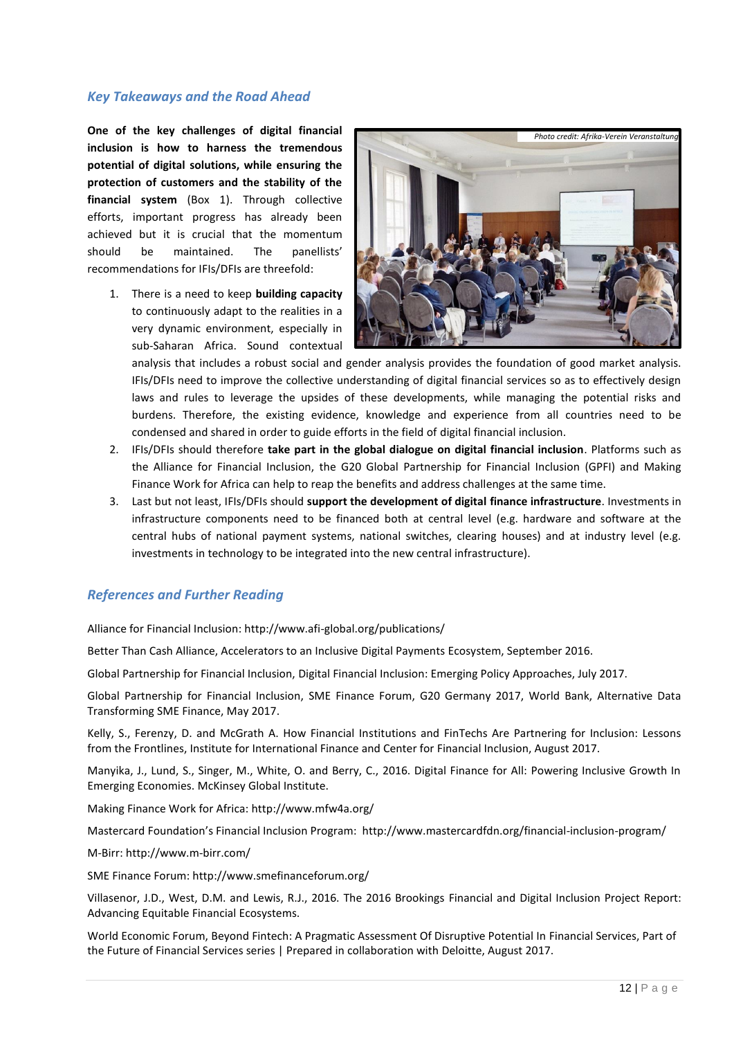## *Key Takeaways and the Road Ahead*

**One of the key challenges of digital financial inclusion is how to harness the tremendous potential of digital solutions, while ensuring the protection of customers and the stability of the financial system** (Box 1). Through collective efforts, important progress has already been achieved but it is crucial that the momentum should be maintained. The panellists' recommendations for IFIs/DFIs are threefold:

*Photo credit: Afrika-Verein Veranstaltung*

1. There is a need to keep **building capacity** to continuously adapt to the realities in a very dynamic environment, especially in sub-Saharan Africa. Sound contextual analysis that includes a robust social and gender analysis provides the foundation of good market analysis. IFIs/DFIs need to improve the collective understanding of digital financial services so as to effectively design laws and rules to leverage the upsides of these developments, while managing the potential risks and burdens. Therefore, the existing evidence, knowledge and experience from all countries need to be condensed and shared in order to guide efforts in the field of digital financial inclusion.
2. IFIs/DFIs should therefore **take part in the global dialogue on digital financial inclusion**. Platforms such as the Alliance for Financial Inclusion, the G20 Global Partnership for Financial Inclusion (GPFI) and Making Finance Work for Africa can help to reap the benefits and address challenges at the same time.
3. Last but not least, IFIs/DFIs should **support the development of digital finance infrastructure**. Investments in infrastructure components need to be financed both at central level (e.g. hardware and software at the central hubs of national payment systems, national switches, clearing houses) and at industry level (e.g. investments in technology to be integrated into the new central infrastructure).

## *References and Further Reading*

Alliance for Financial Inclusion: http://www.afi-global.org/publications/

Better Than Cash Alliance, Accelerators to an Inclusive Digital Payments Ecosystem, September 2016.

Global Partnership for Financial Inclusion, Digital Financial Inclusion: Emerging Policy Approaches, July 2017.

Global Partnership for Financial Inclusion, SME Finance Forum, G20 Germany 2017, World Bank, Alternative Data Transforming SME Finance, May 2017.

Kelly, S., Ferenzy, D. and McGrath A. How Financial Institutions and FinTechs Are Partnering for Inclusion: Lessons from the Frontlines, Institute for International Finance and Center for Financial Inclusion, August 2017.

Manyika, J., Lund, S., Singer, M., White, O. and Berry, C., 2016. Digital Finance for All: Powering Inclusive Growth In Emerging Economies. McKinsey Global Institute.

Making Finance Work for Africa: http://www.mfw4a.org/

Mastercard Foundation's Financial Inclusion Program: http://www.mastercardfdn.org/financial-inclusion-program/

M-Birr: http://www.m-birr.com/

SME Finance Forum: http://www.smefinanceforum.org/

Villasenor, J.D., West, D.M. and Lewis, R.J., 2016. The 2016 Brookings Financial and Digital Inclusion Project Report: Advancing Equitable Financial Ecosystems.

World Economic Forum, Beyond Fintech: A Pragmatic Assessment Of Disruptive Potential In Financial Services, Part of the Future of Financial Services series | Prepared in collaboration with Deloitte, August 2017.